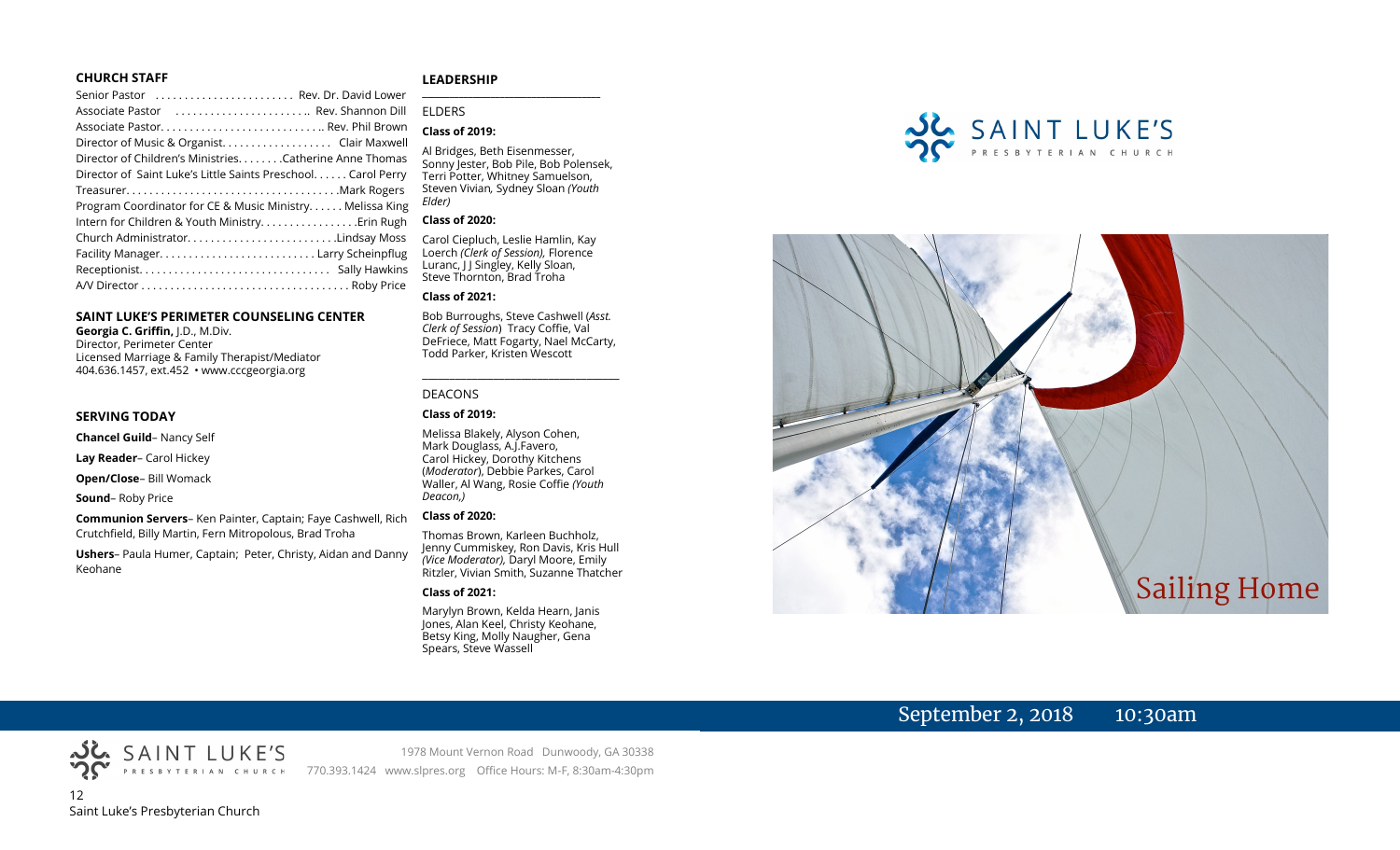## CHURCH STAFF

Senior Pastor . . . . . . . . . . . . . . . . . . . . . . . Rev. Dr. David Lower
Associate Pastor . . . . . . . . . . . . . . . . . . . . . . .. Rev. Shannon Dill
Associate Pastor. . . . . . . . . . . . . . . . . . . . . . . . . . .. Rev. Phil Brown
Director of Music & Organist. . . . . . . . . . . . . . . . . . Clair Maxwell
Director of Children's Ministries. . . . . . . .Catherine Anne Thomas
Director of Saint Luke's Little Saints Preschool. . . . . . Carol Perry
Treasurer. . . . . . . . . . . . . . . . . . . . . . . . . . . . . . . . . . . .Mark Rogers
Program Coordinator for CE & Music Ministry. . . . . . Melissa King
Intern for Children & Youth Ministry. . . . . . . . . . . . . . . . .Erin Rugh
Church Administrator. . . . . . . . . . . . . . . . . . . . . . . . .Lindsay Moss
Facility Manager. . . . . . . . . . . . . . . . . . . . . . . . . . Larry Scheinpflug
Receptionist. . . . . . . . . . . . . . . . . . . . . . . . . . . . . . . . Sally Hawkins
A/V Director . . . . . . . . . . . . . . . . . . . . . . . . . . . . . . . . . . . Roby Price

## SAINT LUKE'S PERIMETER COUNSELING CENTER

**Georgia C. Griffin,** J.D., M.Div.
Director, Perimeter Center
Licensed Marriage & Family Therapist/Mediator
404.636.1457, ext.452 • www.cccgeorgia.org

## SERVING TODAY

**Chancel Guild**– Nancy Self

**Lay Reader**– Carol Hickey

**Open/Close**– Bill Womack

**Sound**– Roby Price

**Communion Servers**– Ken Painter, Captain; Faye Cashwell, Rich Crutchfield, Billy Martin, Fern Mitropolous, Brad Troha

**Ushers**– Paula Humer, Captain; Peter, Christy, Aidan and Danny Keohane

## LEADERSHIP

ELDERS

**Class of 2019:**

Al Bridges, Beth Eisenmesser, Sonny Jester, Bob Pile, Bob Polensek, Terri Potter, Whitney Samuelson, Steven Vivian*,* Sydney Sloan *(Youth Elder)*

**Class of 2020:**

Carol Ciepluch, Leslie Hamlin, Kay Loerch *(Clerk of Session),* Florence Luranc, J J Singley, Kelly Sloan, Steve Thornton, Brad Troha

**Class of 2021:**

Bob Burroughs, Steve Cashwell (*Asst. Clerk of Session*) Tracy Coffie, Val DeFriece, Matt Fogarty, Nael McCarty, Todd Parker, Kristen Wescott

DEACONS

**Class of 2019:**

Melissa Blakely, Alyson Cohen, Mark Douglass, A.J.Favero, Carol Hickey, Dorothy Kitchens (*Moderator*), Debbie Parkes, Carol Waller, Al Wang, Rosie Coffie *(Youth Deacon,)*

**Class of 2020:**

Thomas Brown, Karleen Buchholz, Jenny Cummiskey, Ron Davis, Kris Hull *(Vice Moderator),* Daryl Moore, Emily Ritzler, Vivian Smith, Suzanne Thatcher

**Class of 2021:**

Marylyn Brown, Kelda Hearn, Janis Jones, Alan Keel, Christy Keohane, Betsy King, Molly Naugher, Gena Spears, Steve Wassell

SAINT LUKE'S PRESBYTERIAN CHURCH

# Sailing Home

September 2, 2018 10:30am

SAINT LUKE'S PRESBYTERIAN CHURCH

1978 Mount Vernon Road Dunwoody, GA 30338
770.393.1424 www.slpres.org Office Hours: M-F, 8:30am-4:30pm

Saint Luke's Presbyterian Church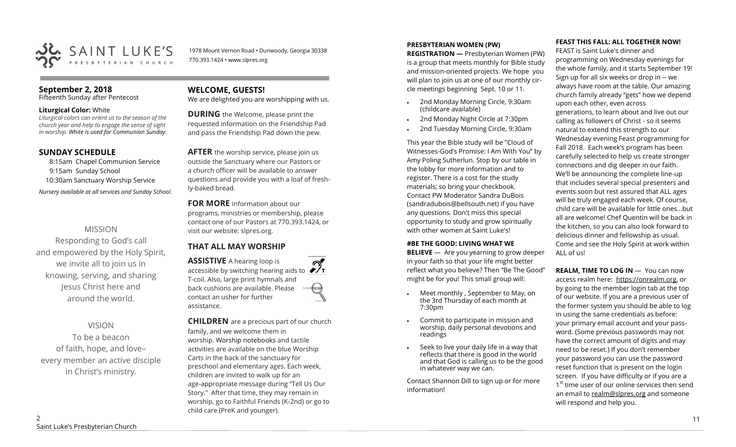SAINT LUKE'S PRESBYTERIAN CHURCH

1978 Mount Vernon Road • Dunwoody, Georgia 30338
770.393.1424 • www.slpres.org

## September 2, 2018
Fifteenth Sunday after Pentecost

**Liturgical Color:** White
*Liturgical colors can orient us to the season of the church year and help to engage the sense of sight in worship. White is used for Communion Sunday.*

## SUNDAY SCHEDULE

8:15am Chapel Communion Service
9:15am Sunday School
10:30am Sanctuary Worship Service

*Nursery available at all services and Sunday School.*

MISSION
Responding to God's call and empowered by the Holy Spirit, we invite all to join us in knowing, serving, and sharing Jesus Christ here and around the world.

VISION
To be a beacon of faith, hope, and love– every member an active disciple in Christ's ministry.

## WELCOME, GUESTS!

We are delighted you are worshipping with us.

**DURING** the Welcome, please print the requested information on the Friendship Pad and pass the Friendship Pad down the pew.

**AFTER** the worship service, please join us outside the Sanctuary where our Pastors or a church officer will be available to answer questions and provide you with a loaf of fresh-ly-baked bread.

**FOR MORE** information about our programs, ministries or membership, please contact one of our Pastors at 770.393.1424, or visit our website: slpres.org.

## THAT ALL MAY WORSHIP

**ASSISTIVE** A hearing loop is accessible by switching hearing aids to T-coil. Also, large print hymnals and back cushions are available. Please contact an usher for further assistance.

**CHILDREN** are a precious part of our church family, and we welcome them in worship. Worship notebooks and tactile activities are available on the blue Worship Carts in the back of the sanctuary for preschool and elementary ages. Each week, children are invited to walk up for an age-appropriate message during "Tell Us Our Story." After that time, they may remain in worship, go to Faithful Friends (K-2nd) or go to child care (PreK and younger).

**PRESBYTERIAN WOMEN (PW) REGISTRATION —** Presbyterian Women (PW) is a group that meets monthly for Bible study and mission-oriented projects. We hope you will plan to join us at one of our monthly circle meetings beginning Sept. 10 or 11.

- 2nd Monday Morning Circle, 9:30am (childcare available)
- 2nd Monday Night Circle at 7:30pm
- 2nd Tuesday Morning Circle, 9:30am

This year the Bible study will be "Cloud of Witnesses-God's Promise: I Am With You" by Amy Poling Sutherlun. Stop by our table in the lobby for more information and to register. There is a cost for the study materials; so bring your checkbook. Contact PW Moderator Sandra DuBois (sandradubois@bellsouth.net) if you have any questions. Don't miss this special opportunity to study and grow spiritually with other women at Saint Luke's!

**#BE THE GOOD: LIVING WHAT WE BELIEVE** — Are you yearning to grow deeper in your faith so that your life might better reflect what you believe? Then "Be The Good" might be for you! This small group will:

- Meet monthly , September to May, on the 3rd Thursday of each month at 7:30pm
- Commit to participate in mission and worship, daily personal devotions and readings
- Seek to live your daily life in a way that reflects that there is good in the world and that God is calling us to be the good in whatever way we can.

Contact Shannon Dill to sign up or for more information!

**FEAST THIS FALL: ALL TOGETHER NOW!**
FEAST is Saint Luke's dinner and programming on Wednesday evenings for the whole family, and it starts September 19! Sign up for all six weeks or drop in -- we always have room at the table. Our amazing church family already "gets" how we depend upon each other, even across generations, to learn about and live out our calling as followers of Christ - so it seems natural to extend this strength to our Wednesday evening Feast programming for Fall 2018. Each week's program has been carefully selected to help us create stronger connections and dig deeper in our faith. We'll be announcing the complete line-up that includes several special presenters and events soon but rest assured that ALL ages will be truly engaged each week. Of course, child care will be available for little ones…but all are welcome! Chef Quentin will be back in the kitchen, so you can also look forward to delicious dinner and fellowship as usual. Come and see the Holy Spirit at work within ALL of us!

**REALM, TIME TO LOG IN** — You can now access realm here: https://onrealm.org, or by going to the member login tab at the top of our website. If you are a previous user of the former system you should be able to log in using the same credentials as before: your primary email account and your password. (Some previous passwords may not have the correct amount of digits and may need to be reset.) If you don't remember your password you can use the password reset function that is present on the login screen. If you have difficulty or if you are a 1st time user of our online services then send an email to realm@slpres.org and someone will respond and help you.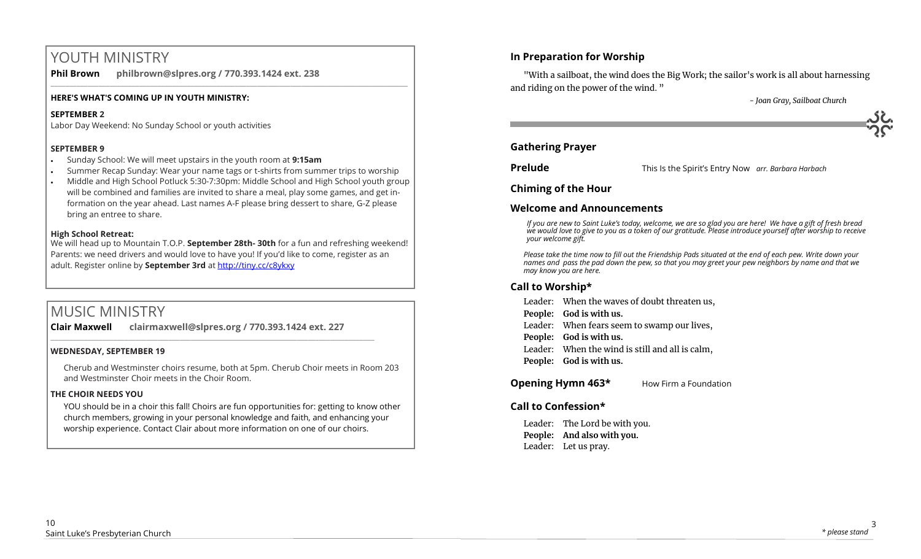# YOUTH MINISTRY

**Phil Brown philbrown@slpres.org / 770.393.1424 ext. 238**

**HERE'S WHAT'S COMING UP IN YOUTH MINISTRY:**

**SEPTEMBER 2**

Labor Day Weekend: No Sunday School or youth activities

**SEPTEMBER 9**

- Sunday School: We will meet upstairs in the youth room at **9:15am**
- Summer Recap Sunday: Wear your name tags or t-shirts from summer trips to worship
- Middle and High School Potluck 5:30-7:30pm: Middle School and High School youth group will be combined and families are invited to share a meal, play some games, and get information on the year ahead. Last names A-F please bring dessert to share, G-Z please bring an entree to share.

**High School Retreat:**

We will head up to Mountain T.O.P. **September 28th- 30th** for a fun and refreshing weekend! Parents: we need drivers and would love to have you! If you'd like to come, register as an adult. Register online by **September 3rd** at http://tiny.cc/c8ykxy

# MUSIC MINISTRY

**Clair Maxwell clairmaxwell@slpres.org / 770.393.1424 ext. 227**

**WEDNESDAY, SEPTEMBER 19**

Cherub and Westminster choirs resume, both at 5pm. Cherub Choir meets in Room 203 and Westminster Choir meets in the Choir Room.

**THE CHOIR NEEDS YOU**

YOU should be in a choir this fall! Choirs are fun opportunities for: getting to know other church members, growing in your personal knowledge and faith, and enhancing your worship experience. Contact Clair about more information on one of our choirs.

## In Preparation for Worship

"With a sailboat, the wind does the Big Work; the sailor's work is all about harnessing and riding on the power of the wind. "

*- Joan Gray, Sailboat Church*

## Gathering Prayer

**Prelude** This Is the Spirit's Entry Now *arr. Barbara Harbach*

## Chiming of the Hour

## Welcome and Announcements

*If you are new to Saint Luke's today, welcome, we are so glad you are here! We have a gift of fresh bread we would love to give to you as a token of our gratitude. Please introduce yourself after worship to receive your welcome gift.*

*Please take the time now to fill out the Friendship Pads situated at the end of each pew. Write down your names and pass the pad down the pew, so that you may greet your pew neighbors by name and that we may know you are here.*

## Call to Worship*

Leader: When the waves of doubt threaten us,
**People: God is with us.**
Leader: When fears seem to swamp our lives,
**People: God is with us.**
Leader: When the wind is still and all is calm,
**People: God is with us.**

**Opening Hymn 463*** How Firm a Foundation

## Call to Confession*

Leader: The Lord be with you.
**People: And also with you.**
Leader: Let us pray.

*\* please stand*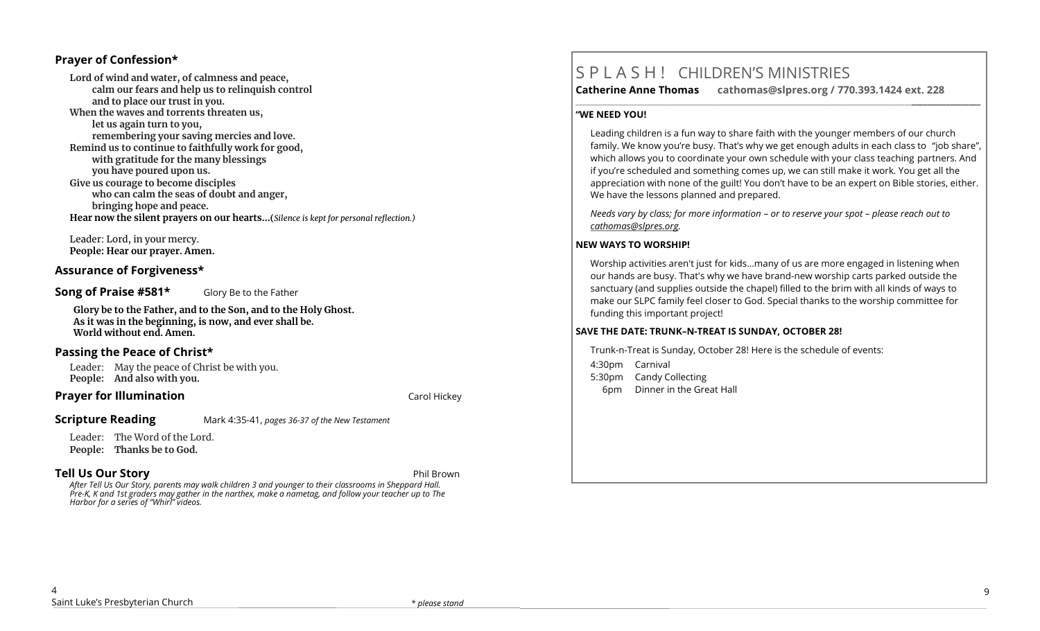## Prayer of Confession*

**Lord of wind and water, of calmness and peace,**
**calm our fears and help us to relinquish control**
**and to place our trust in you.**
**When the waves and torrents threaten us,**
**let us again turn to you,**
**remembering your saving mercies and love.**
**Remind us to continue to faithfully work for good,**
**with gratitude for the many blessings**
**you have poured upon us.**
**Give us courage to become disciples**
**who can calm the seas of doubt and anger,**
**bringing hope and peace.**
**Hear now the silent prayers on our hearts…**(*Silence is kept for personal reflection.)*

Leader: Lord, in your mercy.
**People: Hear our prayer. Amen.**

## Assurance of Forgiveness*

## Song of Praise #581* Glory Be to the Father

**Glory be to the Father, and to the Son, and to the Holy Ghost.**
**As it was in the beginning, is now, and ever shall be.**
**World without end. Amen.**

## Passing the Peace of Christ*

Leader: May the peace of Christ be with you.
**People: And also with you.**

## Prayer for Illumination — Carol Hickey

## Scripture Reading — Mark 4:35-41, *pages 36-37 of the New Testament*

Leader: The Word of the Lord.
**People: Thanks be to God.**

## Tell Us Our Story — Phil Brown

*After Tell Us Our Story, parents may walk children 3 and younger to their classrooms in Sheppard Hall. Pre-K, K and 1st graders may gather in the narthex, make a nametag, and follow your teacher up to The Harbor for a series of "Whirl" videos.*

*\* please stand*

# S P L A S H ! CHILDREN'S MINISTRIES

**Catherine Anne Thomas cathomas@slpres.org / 770.393.1424 ext. 228**

**"WE NEED YOU!**

Leading children is a fun way to share faith with the younger members of our church family. We know you're busy. That's why we get enough adults in each class to "job share", which allows you to coordinate your own schedule with your class teaching partners. And if you're scheduled and something comes up, we can still make it work. You get all the appreciation with none of the guilt! You don't have to be an expert on Bible stories, either. We have the lessons planned and prepared.

*Needs vary by class; for more information – or to reserve your spot – please reach out to cathomas@slpres.org.*

**NEW WAYS TO WORSHIP!**

Worship activities aren't just for kids…many of us are more engaged in listening when our hands are busy. That's why we have brand-new worship carts parked outside the sanctuary (and supplies outside the chapel) filled to the brim with all kinds of ways to make our SLPC family feel closer to God. Special thanks to the worship committee for funding this important project!

**SAVE THE DATE: TRUNK–N-TREAT IS SUNDAY, OCTOBER 28!**

Trunk-n-Treat is Sunday, October 28! Here is the schedule of events:

4:30pm Carnival
5:30pm Candy Collecting
6pm Dinner in the Great Hall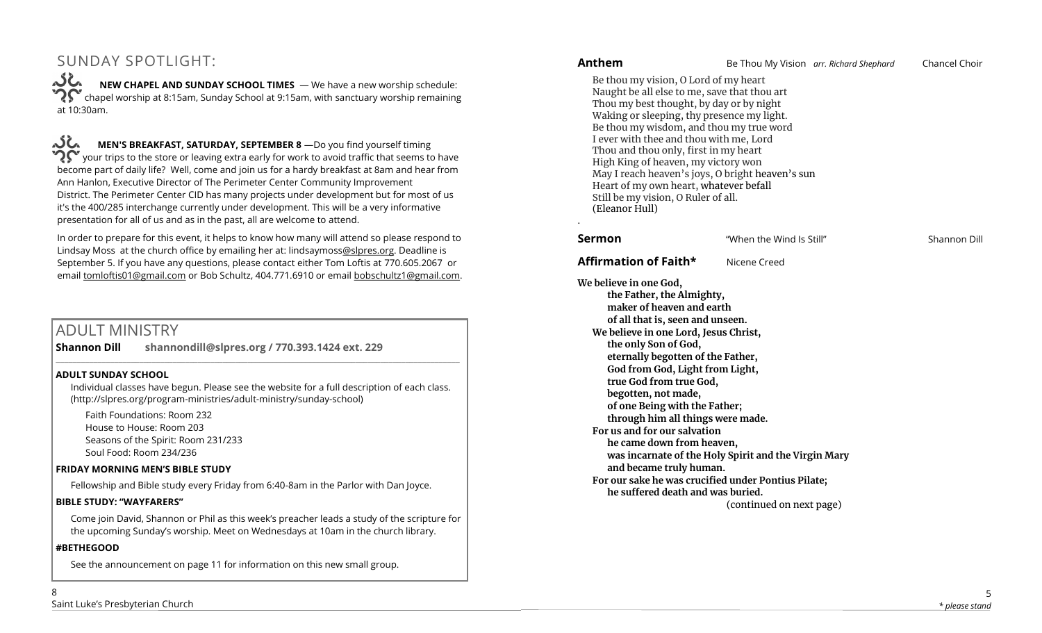## SUNDAY SPOTLIGHT:

**NEW CHAPEL AND SUNDAY SCHOOL TIMES** — We have a new worship schedule: chapel worship at 8:15am, Sunday School at 9:15am, with sanctuary worship remaining at 10:30am.

**MEN'S BREAKFAST, SATURDAY, SEPTEMBER 8** —Do you find yourself timing your trips to the store or leaving extra early for work to avoid traffic that seems to have become part of daily life? Well, come and join us for a hardy breakfast at 8am and hear from Ann Hanlon, Executive Director of The Perimeter Center Community Improvement District. The Perimeter Center CID has many projects under development but for most of us it's the 400/285 interchange currently under development. This will be a very informative presentation for all of us and as in the past, all are welcome to attend.

In order to prepare for this event, it helps to know how many will attend so please respond to Lindsay Moss at the church office by emailing her at: lindsaymoss@slpres.org. Deadline is September 5. If you have any questions, please contact either Tom Loftis at 770.605.2067 or email tomloftis01@gmail.com or Bob Schultz, 404.771.6910 or email bobschultz1@gmail.com.

## ADULT MINISTRY

**Shannon Dill shannondill@slpres.org / 770.393.1424 ext. 229**

### ADULT SUNDAY SCHOOL

Individual classes have begun. Please see the website for a full description of each class. (http://slpres.org/program-ministries/adult-ministry/sunday-school)

Faith Foundations: Room 232
House to House: Room 203
Seasons of the Spirit: Room 231/233
Soul Food: Room 234/236

### FRIDAY MORNING MEN'S BIBLE STUDY

Fellowship and Bible study every Friday from 6:40-8am in the Parlor with Dan Joyce.

### BIBLE STUDY: "WAYFARERS"

Come join David, Shannon or Phil as this week's preacher leads a study of the scripture for the upcoming Sunday's worship. Meet on Wednesdays at 10am in the church library.

### #BETHEGOOD

See the announcement on page 11 for information on this new small group.

**Anthem** Be Thou My Vision *arr. Richard Shephard* Chancel Choir

Be thou my vision, O Lord of my heart
Naught be all else to me, save that thou art
Thou my best thought, by day or by night
Waking or sleeping, thy presence my light.
Be thou my wisdom, and thou my true word
I ever with thee and thou with me, Lord
Thou and thou only, first in my heart
High King of heaven, my victory won
May I reach heaven's joys, O bright heaven's sun
Heart of my own heart, whatever befall
Still be my vision, O Ruler of all.
(Eleanor Hull)

**Sermon** "When the Wind Is Still" Shannon Dill

**Affirmation of Faith*** Nicene Creed

**We believe in one God,**
**the Father, the Almighty,**
**maker of heaven and earth**
**of all that is, seen and unseen.**
**We believe in one Lord, Jesus Christ,**
**the only Son of God,**
**eternally begotten of the Father,**
**God from God, Light from Light,**
**true God from true God,**
**begotten, not made,**
**of one Being with the Father;**
**through him all things were made.**
**For us and for our salvation**
**he came down from heaven,**
**was incarnate of the Holy Spirit and the Virgin Mary**
**and became truly human.**
**For our sake he was crucified under Pontius Pilate;**
**he suffered death and was buried.**

(continued on next page)

*\* please stand*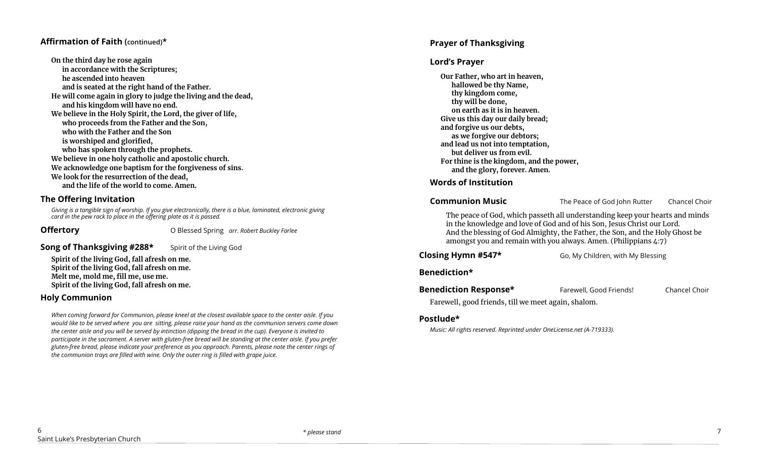## Affirmation of Faith (continued)*

**On the third day he rose again**
**in accordance with the Scriptures;**
**he ascended into heaven**
**and is seated at the right hand of the Father.**
**He will come again in glory to judge the living and the dead,**
**and his kingdom will have no end.**
**We believe in the Holy Spirit, the Lord, the giver of life,**
**who proceeds from the Father and the Son,**
**who with the Father and the Son**
**is worshiped and glorified,**
**who has spoken through the prophets.**
**We believe in one holy catholic and apostolic church.**
**We acknowledge one baptism for the forgiveness of sins.**
**We look for the resurrection of the dead,**
**and the life of the world to come. Amen.**

## The Offering Invitation

*Giving is a tangible sign of worship. If you give electronically, there is a blue, laminated, electronic giving card in the pew rack to place in the offering plate as it is passed.*

**Offertory** O Blessed Spring *arr. Robert Buckley Farlee*

**Song of Thanksgiving #288*** Spirit of the Living God

**Spirit of the living God, fall afresh on me.**
**Spirit of the living God, fall afresh on me.**
**Melt me, mold me, fill me, use me.**
**Spirit of the living God, fall afresh on me.**

## Holy Communion

*When coming forward for Communion, please kneel at the closest available space to the center aisle. If you would like to be served where you are sitting, please raise your hand as the communion servers come down the center aisle and you will be served by intinction (dipping the bread in the cup). Everyone is invited to participate in the sacrament. A server with gluten-free bread will be standing at the center aisle. If you prefer gluten-free bread, please indicate your preference as you approach. Parents, please note the center rings of the communion trays are filled with wine. Only the outer ring is filled with grape juice.*

### Prayer of Thanksgiving

### Lord's Prayer

**Our Father, who art in heaven,**
**hallowed be thy Name,**
**thy kingdom come,**
**thy will be done,**
**on earth as it is in heaven.**
**Give us this day our daily bread;**
**and forgive us our debts,**
**as we forgive our debtors;**
**and lead us not into temptation,**
**but deliver us from evil.**
**For thine is the kingdom, and the power,**
**and the glory, forever. Amen.**

### Words of Institution

**Communion Music** The Peace of God John Rutter Chancel Choir

The peace of God, which passeth all understanding keep your hearts and minds in the knowledge and love of God and of his Son, Jesus Christ our Lord. And the blessing of God Almighty, the Father, the Son, and the Holy Ghost be amongst you and remain with you always. Amen. (Philippians 4:7)

**Closing Hymn #547*** Go, My Children, with My Blessing

**Benediction***

**Benediction Response*** Farewell, Good Friends! Chancel Choir

Farewell, good friends, till we meet again, shalom.

**Postlude***

*Music: All rights reserved. Reprinted under OneLicense.net (A-719333).*

*\* please stand*